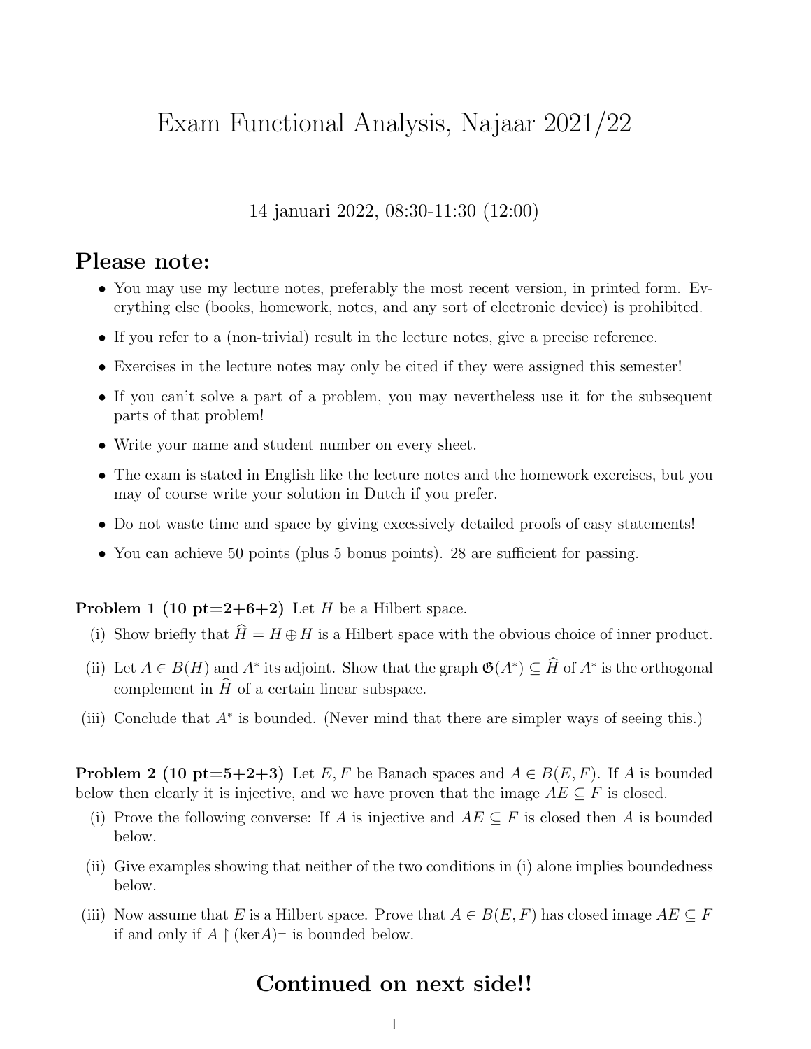# Exam Functional Analysis, Najaar 2021/22

14 januari 2022, 08:30-11:30 (12:00)

## Please note:

- You may use my lecture notes, preferably the most recent version, in printed form. Everything else (books, homework, notes, and any sort of electronic device) is prohibited.
- If you refer to a (non-trivial) result in the lecture notes, give a precise reference.
- Exercises in the lecture notes may only be cited if they were assigned this semester!
- If you can't solve a part of a problem, you may nevertheless use it for the subsequent parts of that problem!
- Write your name and student number on every sheet.
- The exam is stated in English like the lecture notes and the homework exercises, but you may of course write your solution in Dutch if you prefer.
- Do not waste time and space by giving excessively detailed proofs of easy statements!
- You can achieve 50 points (plus 5 bonus points). 28 are sufficient for passing.

**Problem 1 (10 pt=2+6+2)** Let $H$ be a Hilbert space.

(i) Show briefly that $\widehat{H} = H \oplus H$ is a Hilbert space with the obvious choice of inner product.

(ii) Let $A \in B(H)$ and $A^*$ its adjoint. Show that the graph $\mathfrak{G}(A^*) \subseteq \widehat{H}$ of $A^*$ is the orthogonal complement in $\widehat{H}$ of a certain linear subspace.

(iii) Conclude that $A^*$ is bounded. (Never mind that there are simpler ways of seeing this.)

**Problem 2 (10 pt=5+2+3)** Let $E, F$ be Banach spaces and $A \in B(E, F)$. If $A$ is bounded below then clearly it is injective, and we have proven that the image $AE \subseteq F$ is closed.

(i) Prove the following converse: If $A$ is injective and $AE \subseteq F$ is closed then $A$ is bounded below.

(ii) Give examples showing that neither of the two conditions in (i) alone implies boundedness below.

(iii) Now assume that $E$ is a Hilbert space. Prove that $A \in B(E, F)$ has closed image $AE \subseteq F$ if and only if $A \upharpoonright (\ker A)^\perp$ is bounded below.

## Continued on next side!!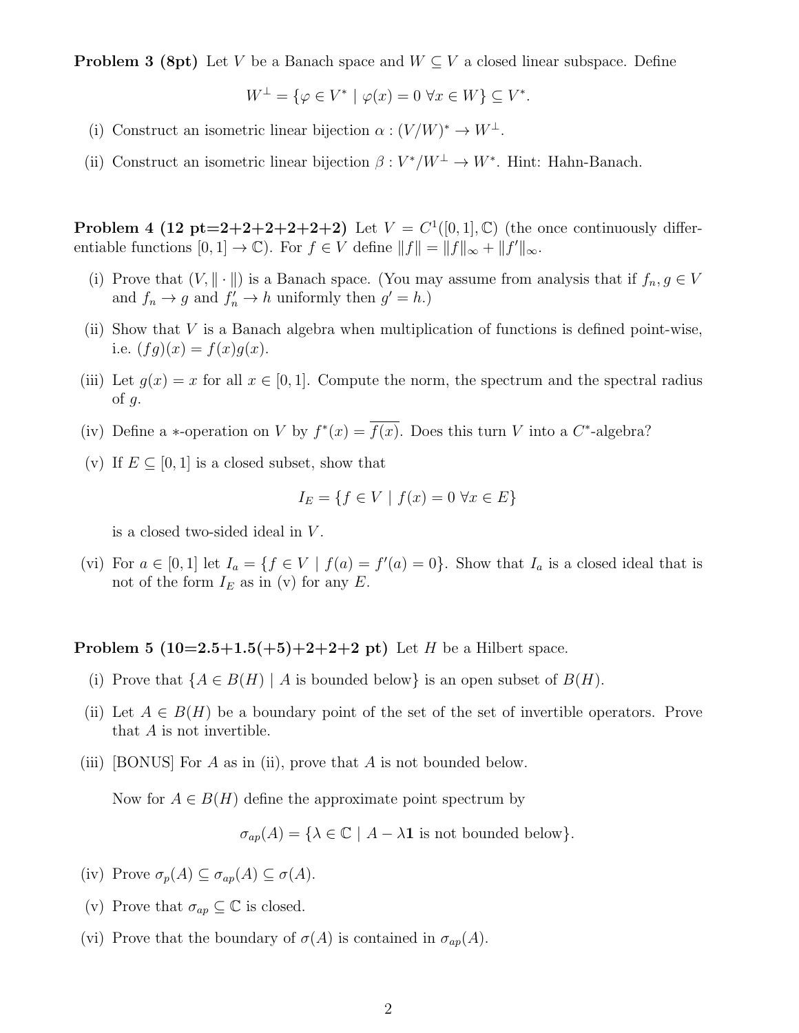**Problem 3 (8pt)** Let $V$ be a Banach space and $W \subseteq V$ a closed linear subspace. Define

$$W^{\perp} = \{\varphi \in V^* \mid \varphi(x) = 0 \ \forall x \in W\} \subseteq V^*.$$

(i) Construct an isometric linear bijection $\alpha : (V/W)^* \to W^{\perp}$.

(ii) Construct an isometric linear bijection $\beta : V^*/W^{\perp} \to W^*$. Hint: Hahn-Banach.

**Problem 4 (12 pt=2+2+2+2+2+2)** Let $V = C^1([0,1], \mathbb{C})$ (the once continuously differentiable functions $[0,1] \to \mathbb{C}$). For $f \in V$ define $\|f\| = \|f\|_\infty + \|f'\|_\infty$.

(i) Prove that $(V, \|\cdot\|)$ is a Banach space. (You may assume from analysis that if $f_n, g \in V$ and $f_n \to g$ and $f_n' \to h$ uniformly then $g' = h$.)

(ii) Show that $V$ is a Banach algebra when multiplication of functions is defined point-wise, i.e. $(fg)(x) = f(x)g(x)$.

(iii) Let $g(x) = x$ for all $x \in [0,1]$. Compute the norm, the spectrum and the spectral radius of $g$.

(iv) Define a $*$-operation on $V$ by $f^*(x) = \overline{f(x)}$. Does this turn $V$ into a $C^*$-algebra?

(v) If $E \subseteq [0,1]$ is a closed subset, show that

$$I_E = \{f \in V \mid f(x) = 0 \ \forall x \in E\}$$

is a closed two-sided ideal in $V$.

(vi) For $a \in [0,1]$ let $I_a = \{f \in V \mid f(a) = f'(a) = 0\}$. Show that $I_a$ is a closed ideal that is not of the form $I_E$ as in (v) for any $E$.

**Problem 5 (10=2.5+1.5(+5)+2+2+2 pt)** Let $H$ be a Hilbert space.

(i) Prove that $\{A \in B(H) \mid A \text{ is bounded below}\}$ is an open subset of $B(H)$.

(ii) Let $A \in B(H)$ be a boundary point of the set of the set of invertible operators. Prove that $A$ is not invertible.

(iii) [BONUS] For $A$ as in (ii), prove that $A$ is not bounded below.

Now for $A \in B(H)$ define the approximate point spectrum by

$$\sigma_{ap}(A) = \{\lambda \in \mathbb{C} \mid A - \lambda \mathbf{1} \text{ is not bounded below}\}.$$

(iv) Prove $\sigma_p(A) \subseteq \sigma_{ap}(A) \subseteq \sigma(A)$.

(v) Prove that $\sigma_{ap} \subseteq \mathbb{C}$ is closed.

(vi) Prove that the boundary of $\sigma(A)$ is contained in $\sigma_{ap}(A)$.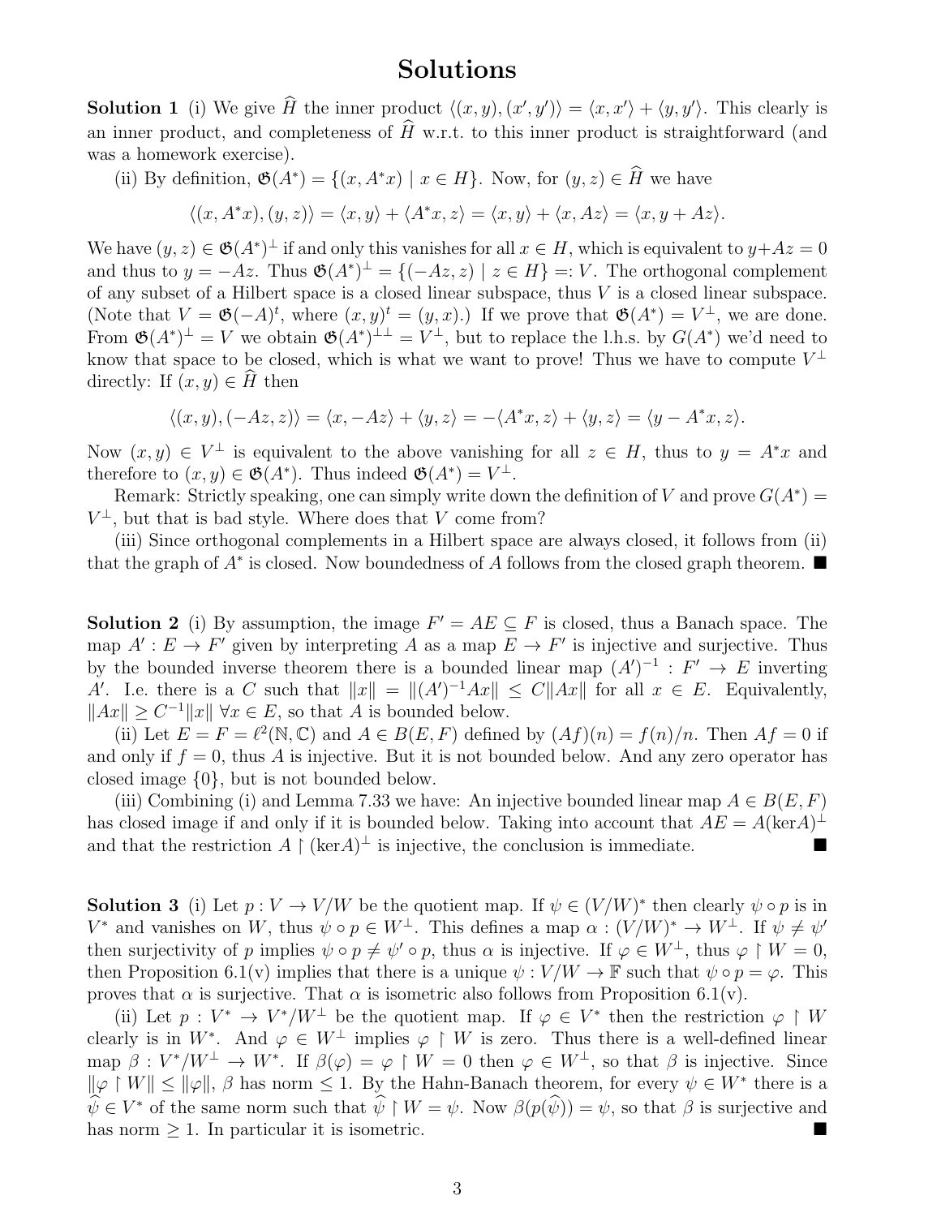# Solutions

**Solution 1** (i) We give $\widehat{H}$ the inner product $\langle (x,y),(x',y')\rangle = \langle x,x'\rangle + \langle y,y'\rangle$. This clearly is an inner product, and completeness of $\widehat{H}$ w.r.t. to this inner product is straightforward (and was a homework exercise).

(ii) By definition, $\mathfrak{G}(A^*) = \{(x, A^*x) \mid x \in H\}$. Now, for $(y,z) \in \widehat{H}$ we have

$$\langle (x, A^*x),(y,z)\rangle = \langle x,y\rangle + \langle A^*x, z\rangle = \langle x,y\rangle + \langle x, Az\rangle = \langle x, y + Az\rangle.$$

We have $(y,z) \in \mathfrak{G}(A^*)^\perp$ if and only this vanishes for all $x \in H$, which is equivalent to $y+Az = 0$ and thus to $y = -Az$. Thus $\mathfrak{G}(A^*)^\perp = \{(-Az, z) \mid z \in H\} =: V$. The orthogonal complement of any subset of a Hilbert space is a closed linear subspace, thus $V$ is a closed linear subspace. (Note that $V = \mathfrak{G}(-A)^t$, where $(x,y)^t = (y,x)$.) If we prove that $\mathfrak{G}(A^*) = V^\perp$, we are done. From $\mathfrak{G}(A^*)^\perp = V$ we obtain $\mathfrak{G}(A^*)^{\perp\perp} = V^\perp$, but to replace the l.h.s. by $G(A^*)$ we'd need to know that space to be closed, which is what we want to prove! Thus we have to compute $V^\perp$ directly: If $(x,y) \in \widehat{H}$ then

$$\langle (x,y),(-Az,z)\rangle = \langle x, -Az\rangle + \langle y,z\rangle = -\langle A^*x, z\rangle + \langle y, z\rangle = \langle y - A^*x, z\rangle.$$

Now $(x,y) \in V^\perp$ is equivalent to the above vanishing for all $z \in H$, thus to $y = A^*x$ and therefore to $(x,y) \in \mathfrak{G}(A^*)$. Thus indeed $\mathfrak{G}(A^*) = V^\perp$.

Remark: Strictly speaking, one can simply write down the definition of $V$ and prove $G(A^*) = V^\perp$, but that is bad style. Where does that $V$ come from?

(iii) Since orthogonal complements in a Hilbert space are always closed, it follows from (ii) that the graph of $A^*$ is closed. Now boundedness of $A$ follows from the closed graph theorem. ∎

**Solution 2** (i) By assumption, the image $F' = AE \subseteq F$ is closed, thus a Banach space. The map $A' : E \to F'$ given by interpreting $A$ as a map $E \to F'$ is injective and surjective. Thus by the bounded inverse theorem there is a bounded linear map $(A')^{-1} : F' \to E$ inverting $A'$. I.e. there is a $C$ such that $\|x\| = \|(A')^{-1}Ax\| \le C\|Ax\|$ for all $x \in E$. Equivalently, $\|Ax\| \ge C^{-1}\|x\|\ \forall x \in E$, so that $A$ is bounded below.

(ii) Let $E = F = \ell^2(\mathbb{N}, \mathbb{C})$ and $A \in B(E,F)$ defined by $(Af)(n) = f(n)/n$. Then $Af = 0$ if and only if $f = 0$, thus $A$ is injective. But it is not bounded below. And any zero operator has closed image $\{0\}$, but is not bounded below.

(iii) Combining (i) and Lemma 7.33 we have: An injective bounded linear map $A \in B(E,F)$ has closed image if and only if it is bounded below. Taking into account that $AE = A(\mathrm{ker}A)^\perp$ and that the restriction $A \upharpoonright (\mathrm{ker}A)^\perp$ is injective, the conclusion is immediate. ∎

**Solution 3** (i) Let $p : V \to V/W$ be the quotient map. If $\psi \in (V/W)^*$ then clearly $\psi \circ p$ is in $V^*$ and vanishes on $W$, thus $\psi \circ p \in W^\perp$. This defines a map $\alpha : (V/W)^* \to W^\perp$. If $\psi \ne \psi'$ then surjectivity of $p$ implies $\psi \circ p \ne \psi' \circ p$, thus $\alpha$ is injective. If $\varphi \in W^\perp$, thus $\varphi \upharpoonright W = 0$, then Proposition 6.1(v) implies that there is a unique $\psi : V/W \to \mathbb{F}$ such that $\psi \circ p = \varphi$. This proves that $\alpha$ is surjective. That $\alpha$ is isometric also follows from Proposition 6.1(v).

(ii) Let $p : V^* \to V^*/W^\perp$ be the quotient map. If $\varphi \in V^*$ then the restriction $\varphi \upharpoonright W$ clearly is in $W^*$. And $\varphi \in W^\perp$ implies $\varphi \upharpoonright W$ is zero. Thus there is a well-defined linear map $\beta : V^*/W^\perp \to W^*$. If $\beta(\varphi) = \varphi \upharpoonright W = 0$ then $\varphi \in W^\perp$, so that $\beta$ is injective. Since $\|\varphi \upharpoonright W\| \le \|\varphi\|$, $\beta$ has norm $\le 1$. By the Hahn-Banach theorem, for every $\psi \in W^*$ there is a $\widehat{\psi} \in V^*$ of the same norm such that $\widehat{\psi} \upharpoonright W = \psi$. Now $\beta(p(\widehat{\psi})) = \psi$, so that $\beta$ is surjective and has norm $\ge 1$. In particular it is isometric. ∎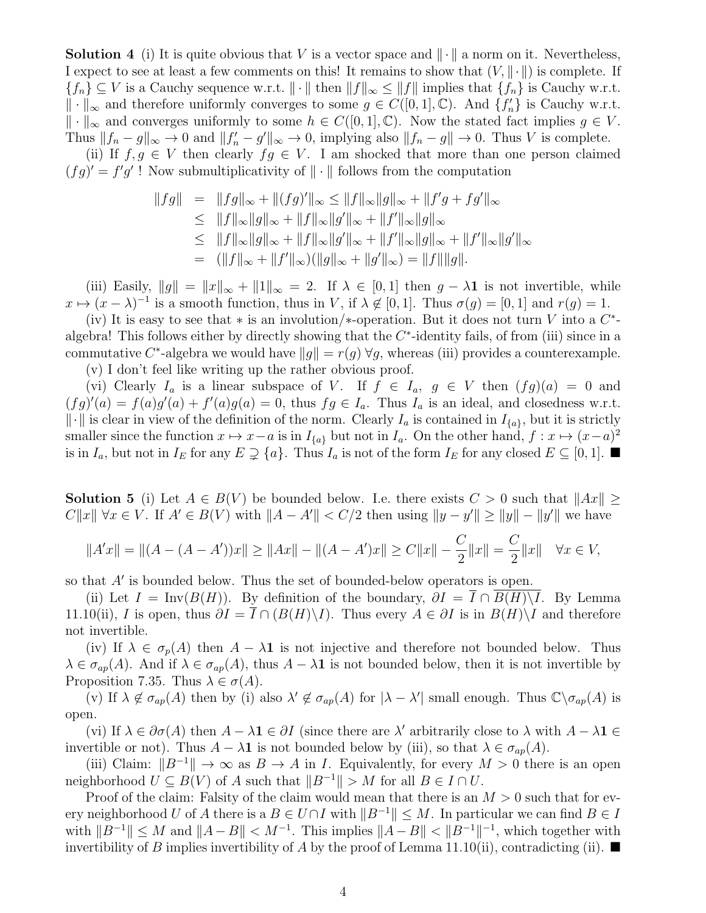**Solution 4** (i) It is quite obvious that $V$ is a vector space and $\|\cdot\|$ a norm on it. Nevertheless, I expect to see at least a few comments on this! It remains to show that $(V, \|\cdot\|)$ is complete. If $\{f_n\} \subseteq V$ is a Cauchy sequence w.r.t. $\|\cdot\|$ then $\|f\|_\infty \leq \|f\|$ implies that $\{f_n\}$ is Cauchy w.r.t. $\|\cdot\|_\infty$ and therefore uniformly converges to some $g \in C([0,1], \mathbb{C})$. And $\{f_n'\}$ is Cauchy w.r.t. $\|\cdot\|_\infty$ and converges uniformly to some $h \in C([0,1], \mathbb{C})$. Now the stated fact implies $g \in V$. Thus $\|f_n - g\|_\infty \to 0$ and $\|f_n' - g'\|_\infty \to 0$, implying also $\|f_n - g\| \to 0$. Thus $V$ is complete.

(ii) If $f, g \in V$ then clearly $fg \in V$. I am shocked that more than one person claimed $(fg)' = f'g'$ ! Now submultiplicativity of $\|\cdot\|$ follows from the computation

$$
\begin{aligned}
\|fg\| &= \|fg\|_\infty + \|(fg)'\|_\infty \leq \|f\|_\infty \|g\|_\infty + \|f'g + fg'\|_\infty \\
&\leq \|f\|_\infty \|g\|_\infty + \|f\|_\infty \|g'\|_\infty + \|f'\|_\infty \|g\|_\infty \\
&\leq \|f\|_\infty \|g\|_\infty + \|f\|_\infty \|g'\|_\infty + \|f'\|_\infty \|g\|_\infty + \|f'\|_\infty \|g'\|_\infty \\
&= (\|f\|_\infty + \|f'\|_\infty)(\|g\|_\infty + \|g'\|_\infty) = \|f\|\|g\|.
\end{aligned}
$$

(iii) Easily, $\|g\| = \|x\|_\infty + \|1\|_\infty = 2$. If $\lambda \in [0,1]$ then $g - \lambda\mathbf{1}$ is not invertible, while $x \mapsto (x-\lambda)^{-1}$ is a smooth function, thus in $V$, if $\lambda \notin [0,1]$. Thus $\sigma(g) = [0,1]$ and $r(g) = 1$.

(iv) It is easy to see that $*$ is an involution/$*$-operation. But it does not turn $V$ into a $C^*$-algebra! This follows either by directly showing that the $C^*$-identity fails, of from (iii) since in a commutative $C^*$-algebra we would have $\|g\| = r(g)\ \forall g$, whereas (iii) provides a counterexample.

(v) I don't feel like writing up the rather obvious proof.

(vi) Clearly $I_a$ is a linear subspace of $V$. If $f \in I_a$, $g \in V$ then $(fg)(a) = 0$ and $(fg)'(a) = f(a)g'(a) + f'(a)g(a) = 0$, thus $fg \in I_a$. Thus $I_a$ is an ideal, and closedness w.r.t. $\|\cdot\|$ is clear in view of the definition of the norm. Clearly $I_a$ is contained in $I_{\{a\}}$, but it is strictly smaller since the function $x \mapsto x - a$ is in $I_{\{a\}}$ but not in $I_a$. On the other hand, $f : x \mapsto (x-a)^2$ is in $I_a$, but not in $I_E$ for any $E \supsetneq \{a\}$. Thus $I_a$ is not of the form $I_E$ for any closed $E \subseteq [0,1]$. ■

**Solution 5** (i) Let $A \in B(V)$ be bounded below. I.e. there exists $C > 0$ such that $\|Ax\| \geq C\|x\|\ \forall x \in V$. If $A' \in B(V)$ with $\|A - A'\| < C/2$ then using $\|y - y'\| \geq \|y\| - \|y'\|$ we have

$$
\|A'x\| = \|(A - (A - A'))x\| \geq \|Ax\| - \|(A - A')x\| \geq C\|x\| - \frac{C}{2}\|x\| = \frac{C}{2}\|x\| \quad \forall x \in V,
$$

so that $A'$ is bounded below. Thus the set of bounded-below operators is open.

(ii) Let $I = \mathrm{Inv}(B(H))$. By definition of the boundary, $\partial I = \overline{I} \cap \overline{B(H)\backslash I}$. By Lemma 11.10(ii), $I$ is open, thus $\partial I = \overline{I} \cap (B(H)\backslash I)$. Thus every $A \in \partial I$ is in $B(H)\backslash I$ and therefore not invertible.

(iv) If $\lambda \in \sigma_p(A)$ then $A - \lambda\mathbf{1}$ is not injective and therefore not bounded below. Thus $\lambda \in \sigma_{ap}(A)$. And if $\lambda \in \sigma_{ap}(A)$, thus $A - \lambda\mathbf{1}$ is not bounded below, then it is not invertible by Proposition 7.35. Thus $\lambda \in \sigma(A)$.

(v) If $\lambda \notin \sigma_{ap}(A)$ then by (i) also $\lambda' \notin \sigma_{ap}(A)$ for $|\lambda - \lambda'|$ small enough. Thus $\mathbb{C}\backslash\sigma_{ap}(A)$ is open.

(vi) If $\lambda \in \partial\sigma(A)$ then $A - \lambda\mathbf{1} \in \partial I$ (since there are $\lambda'$ arbitrarily close to $\lambda$ with $A - \lambda\mathbf{1} \in$ invertible or not). Thus $A - \lambda\mathbf{1}$ is not bounded below by (iii), so that $\lambda \in \sigma_{ap}(A)$.

(iii) Claim: $\|B^{-1}\| \to \infty$ as $B \to A$ in $I$. Equivalently, for every $M > 0$ there is an open neighborhood $U \subseteq B(V)$ of $A$ such that $\|B^{-1}\| > M$ for all $B \in I \cap U$.

Proof of the claim: Falsity of the claim would mean that there is an $M > 0$ such that for every neighborhood $U$ of $A$ there is a $B \in U \cap I$ with $\|B^{-1}\| \leq M$. In particular we can find $B \in I$ with $\|B^{-1}\| \leq M$ and $\|A - B\| < M^{-1}$. This implies $\|A - B\| < \|B^{-1}\|^{-1}$, which together with invertibility of $B$ implies invertibility of $A$ by the proof of Lemma 11.10(ii), contradicting (ii). ■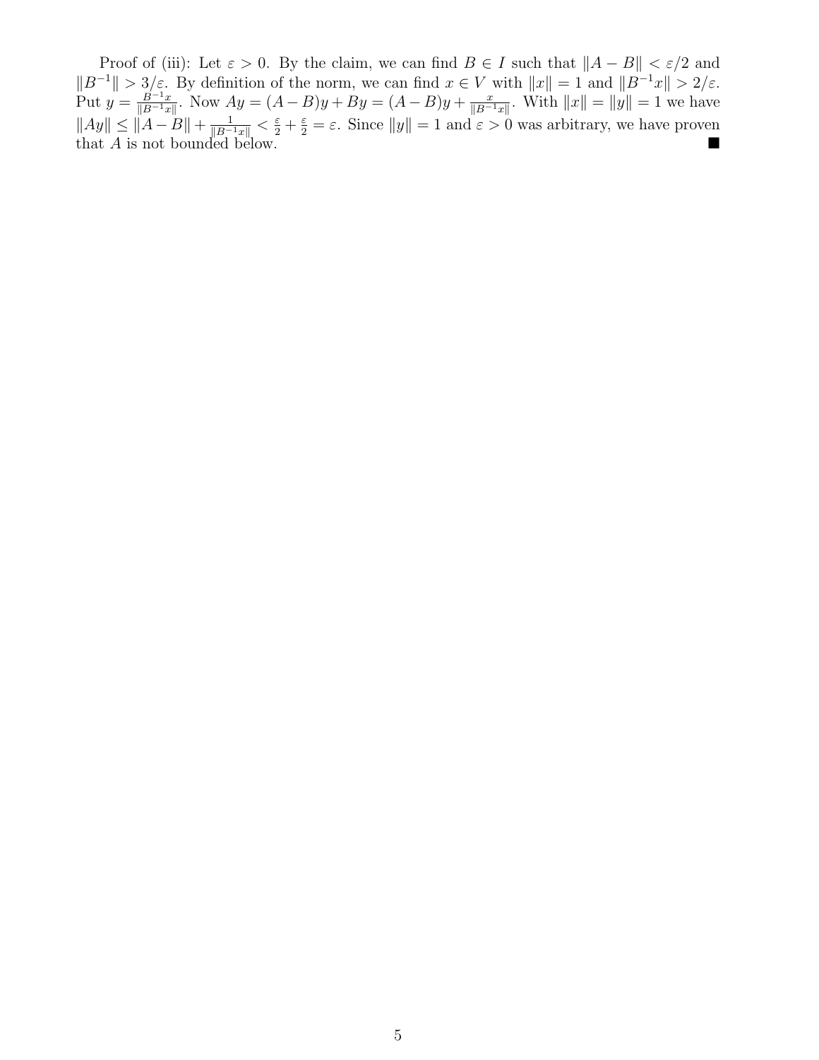Proof of (iii): Let $\varepsilon > 0$. By the claim, we can find $B \in I$ such that $\|A - B\| < \varepsilon/2$ and $\|B^{-1}\| > 3/\varepsilon$. By definition of the norm, we can find $x \in V$ with $\|x\| = 1$ and $\|B^{-1}x\| > 2/\varepsilon$. Put $y = \frac{B^{-1}x}{\|B^{-1}x\|}$. Now $Ay = (A-B)y + By = (A-B)y + \frac{x}{\|B^{-1}x\|}$. With $\|x\| = \|y\| = 1$ we have $\|Ay\| \leq \|A - B\| + \frac{1}{\|B^{-1}x\|} < \frac{\varepsilon}{2} + \frac{\varepsilon}{2} = \varepsilon$. Since $\|y\| = 1$ and $\varepsilon > 0$ was arbitrary, we have proven that $A$ is not bounded below. ■